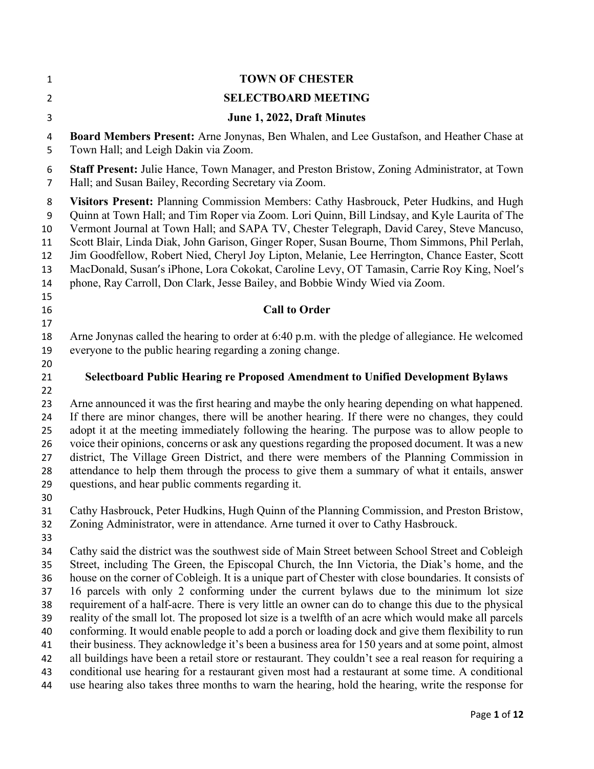# TOWN OF CHESTER

## SELECTBOARD MEETING

### June 1, 2022, Draft Minutes

**Board Members Present:** Arne Jonynas, Ben Whalen, and Lee Gustafson, and Heather Chase at Town Hall; and Leigh Dakin via Zoom.

**Staff Present:** Julie Hance, Town Manager, and Preston Bristow, Zoning Administrator, at Town Hall; and Susan Bailey, Recording Secretary via Zoom.

**Visitors Present:** Planning Commission Members: Cathy Hasbrouck, Peter Hudkins, and Hugh Quinn at Town Hall; and Tim Roper via Zoom. Lori Quinn, Bill Lindsay, and Kyle Laurita of The Vermont Journal at Town Hall; and SAPA TV, Chester Telegraph, David Carey, Steve Mancuso, Scott Blair, Linda Diak, John Garison, Ginger Roper, Susan Bourne, Thom Simmons, Phil Perlah, Jim Goodfellow, Robert Nied, Cheryl Joy Lipton, Melanie, Lee Herrington, Chance Easter, Scott MacDonald, Susan′s iPhone, Lora Cokokat, Caroline Levy, OT Tamasin, Carrie Roy King, Noel′s phone, Ray Carroll, Don Clark, Jesse Bailey, and Bobbie Windy Wied via Zoom.

### Call to Order

Arne Jonynas called the hearing to order at 6:40 p.m. with the pledge of allegiance. He welcomed everyone to the public hearing regarding a zoning change.

### Selectboard Public Hearing re Proposed Amendment to Unified Development Bylaws

Arne announced it was the first hearing and maybe the only hearing depending on what happened. If there are minor changes, there will be another hearing. If there were no changes, they could adopt it at the meeting immediately following the hearing. The purpose was to allow people to voice their opinions, concerns or ask any questions regarding the proposed document. It was a new district, The Village Green District, and there were members of the Planning Commission in attendance to help them through the process to give them a summary of what it entails, answer questions, and hear public comments regarding it.

Cathy Hasbrouck, Peter Hudkins, Hugh Quinn of the Planning Commission, and Preston Bristow, Zoning Administrator, were in attendance. Arne turned it over to Cathy Hasbrouck.

Cathy said the district was the southwest side of Main Street between School Street and Cobleigh Street, including The Green, the Episcopal Church, the Inn Victoria, the Diak's home, and the house on the corner of Cobleigh. It is a unique part of Chester with close boundaries. It consists of 16 parcels with only 2 conforming under the current bylaws due to the minimum lot size requirement of a half-acre. There is very little an owner can do to change this due to the physical reality of the small lot. The proposed lot size is a twelfth of an acre which would make all parcels conforming. It would enable people to add a porch or loading dock and give them flexibility to run their business. They acknowledge it's been a business area for 150 years and at some point, almost all buildings have been a retail store or restaurant. They couldn't see a real reason for requiring a conditional use hearing for a restaurant given most had a restaurant at some time. A conditional use hearing also takes three months to warn the hearing, hold the hearing, write the response for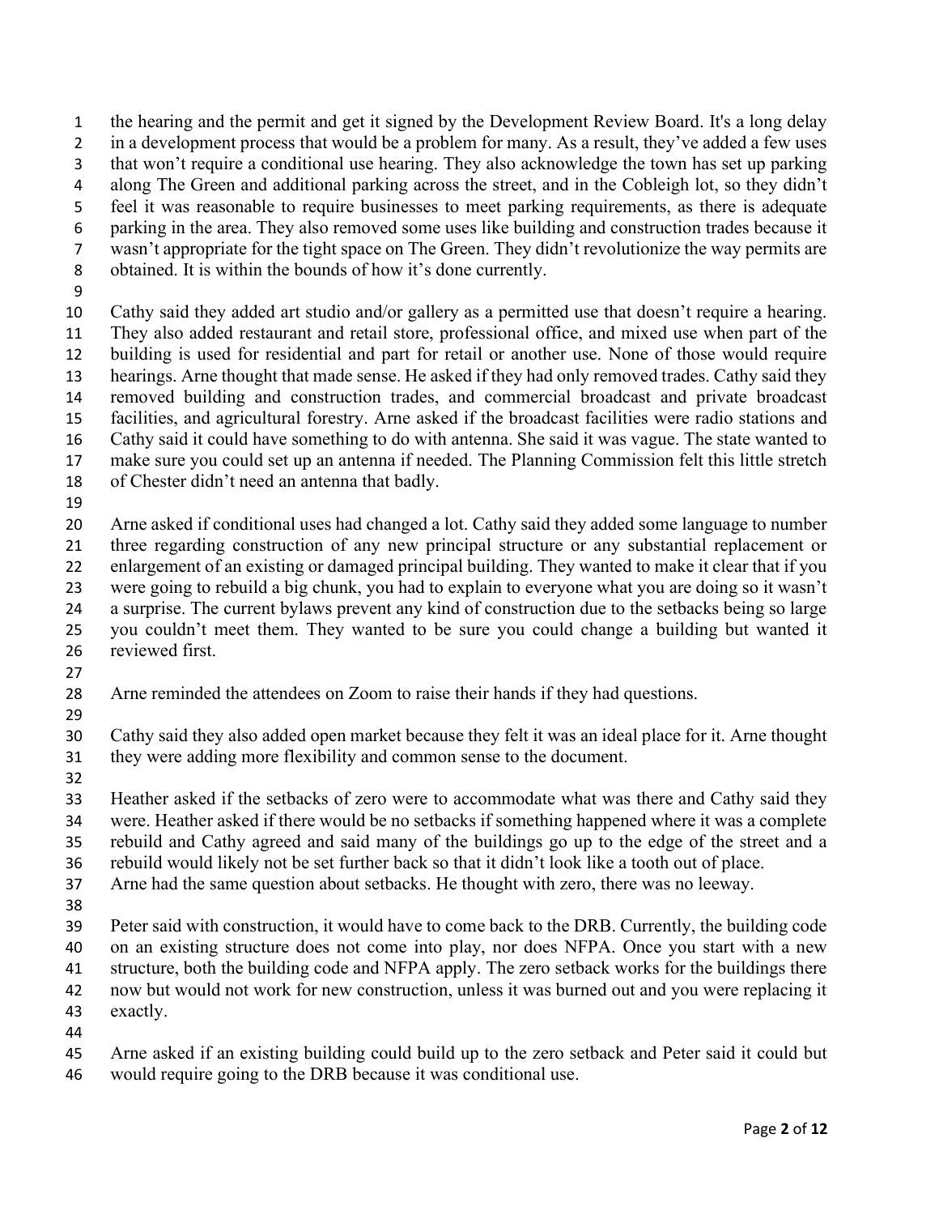the hearing and the permit and get it signed by the Development Review Board. It's a long delay in a development process that would be a problem for many. As a result, they've added a few uses that won't require a conditional use hearing. They also acknowledge the town has set up parking along The Green and additional parking across the street, and in the Cobleigh lot, so they didn't feel it was reasonable to require businesses to meet parking requirements, as there is adequate parking in the area. They also removed some uses like building and construction trades because it wasn't appropriate for the tight space on The Green. They didn't revolutionize the way permits are obtained. It is within the bounds of how it's done currently.

Cathy said they added art studio and/or gallery as a permitted use that doesn't require a hearing. They also added restaurant and retail store, professional office, and mixed use when part of the building is used for residential and part for retail or another use. None of those would require hearings. Arne thought that made sense. He asked if they had only removed trades. Cathy said they removed building and construction trades, and commercial broadcast and private broadcast facilities, and agricultural forestry. Arne asked if the broadcast facilities were radio stations and Cathy said it could have something to do with antenna. She said it was vague. The state wanted to make sure you could set up an antenna if needed. The Planning Commission felt this little stretch of Chester didn't need an antenna that badly.

Arne asked if conditional uses had changed a lot. Cathy said they added some language to number three regarding construction of any new principal structure or any substantial replacement or enlargement of an existing or damaged principal building. They wanted to make it clear that if you were going to rebuild a big chunk, you had to explain to everyone what you are doing so it wasn't a surprise. The current bylaws prevent any kind of construction due to the setbacks being so large you couldn't meet them. They wanted to be sure you could change a building but wanted it reviewed first.

Arne reminded the attendees on Zoom to raise their hands if they had questions.

Cathy said they also added open market because they felt it was an ideal place for it. Arne thought they were adding more flexibility and common sense to the document.

Heather asked if the setbacks of zero were to accommodate what was there and Cathy said they were. Heather asked if there would be no setbacks if something happened where it was a complete rebuild and Cathy agreed and said many of the buildings go up to the edge of the street and a rebuild would likely not be set further back so that it didn't look like a tooth out of place.
Arne had the same question about setbacks. He thought with zero, there was no leeway.

Peter said with construction, it would have to come back to the DRB. Currently, the building code on an existing structure does not come into play, nor does NFPA. Once you start with a new structure, both the building code and NFPA apply. The zero setback works for the buildings there now but would not work for new construction, unless it was burned out and you were replacing it exactly.

Arne asked if an existing building could build up to the zero setback and Peter said it could but would require going to the DRB because it was conditional use.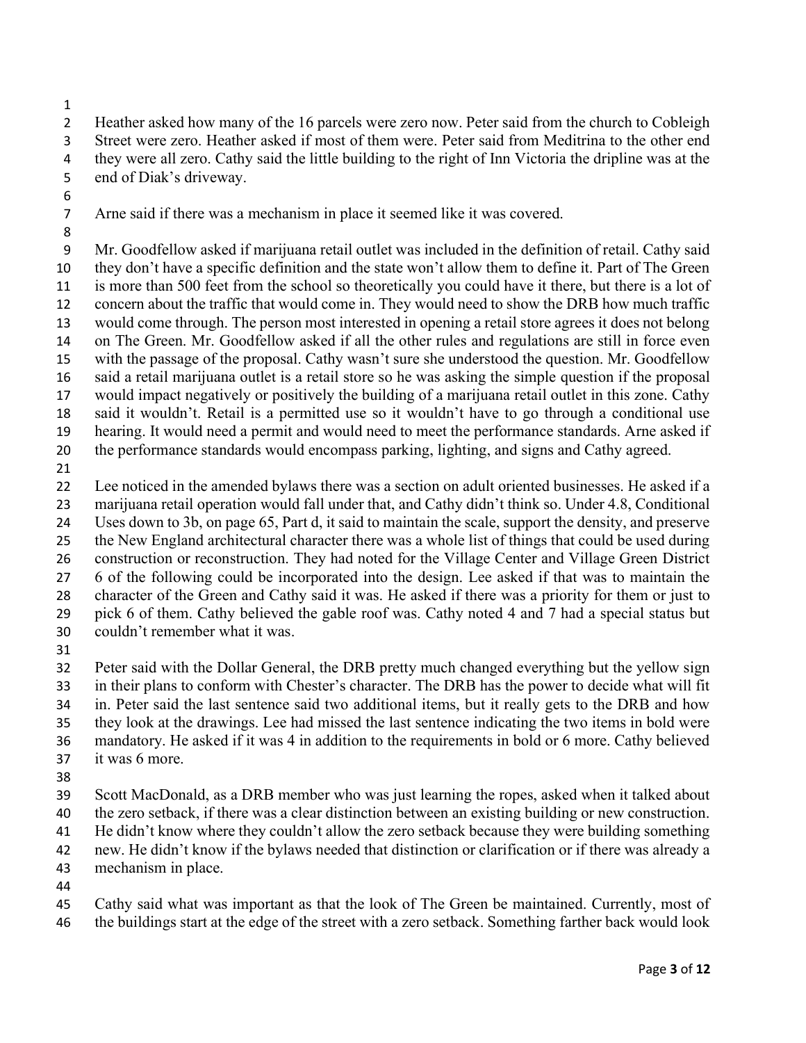Heather asked how many of the 16 parcels were zero now. Peter said from the church to Cobleigh Street were zero. Heather asked if most of them were. Peter said from Meditrina to the other end they were all zero. Cathy said the little building to the right of Inn Victoria the dripline was at the end of Diak's driveway.

Arne said if there was a mechanism in place it seemed like it was covered.

Mr. Goodfellow asked if marijuana retail outlet was included in the definition of retail. Cathy said they don't have a specific definition and the state won't allow them to define it. Part of The Green is more than 500 feet from the school so theoretically you could have it there, but there is a lot of concern about the traffic that would come in. They would need to show the DRB how much traffic would come through. The person most interested in opening a retail store agrees it does not belong on The Green. Mr. Goodfellow asked if all the other rules and regulations are still in force even with the passage of the proposal. Cathy wasn't sure she understood the question. Mr. Goodfellow said a retail marijuana outlet is a retail store so he was asking the simple question if the proposal would impact negatively or positively the building of a marijuana retail outlet in this zone. Cathy said it wouldn't. Retail is a permitted use so it wouldn't have to go through a conditional use hearing. It would need a permit and would need to meet the performance standards. Arne asked if the performance standards would encompass parking, lighting, and signs and Cathy agreed.

Lee noticed in the amended bylaws there was a section on adult oriented businesses. He asked if a marijuana retail operation would fall under that, and Cathy didn't think so. Under 4.8, Conditional Uses down to 3b, on page 65, Part d, it said to maintain the scale, support the density, and preserve the New England architectural character there was a whole list of things that could be used during construction or reconstruction. They had noted for the Village Center and Village Green District 6 of the following could be incorporated into the design. Lee asked if that was to maintain the character of the Green and Cathy said it was. He asked if there was a priority for them or just to pick 6 of them. Cathy believed the gable roof was. Cathy noted 4 and 7 had a special status but couldn't remember what it was.

Peter said with the Dollar General, the DRB pretty much changed everything but the yellow sign in their plans to conform with Chester's character. The DRB has the power to decide what will fit in. Peter said the last sentence said two additional items, but it really gets to the DRB and how they look at the drawings. Lee had missed the last sentence indicating the two items in bold were mandatory. He asked if it was 4 in addition to the requirements in bold or 6 more. Cathy believed it was 6 more.

Scott MacDonald, as a DRB member who was just learning the ropes, asked when it talked about the zero setback, if there was a clear distinction between an existing building or new construction. He didn't know where they couldn't allow the zero setback because they were building something new. He didn't know if the bylaws needed that distinction or clarification or if there was already a mechanism in place.

Cathy said what was important as that the look of The Green be maintained. Currently, most of the buildings start at the edge of the street with a zero setback. Something farther back would look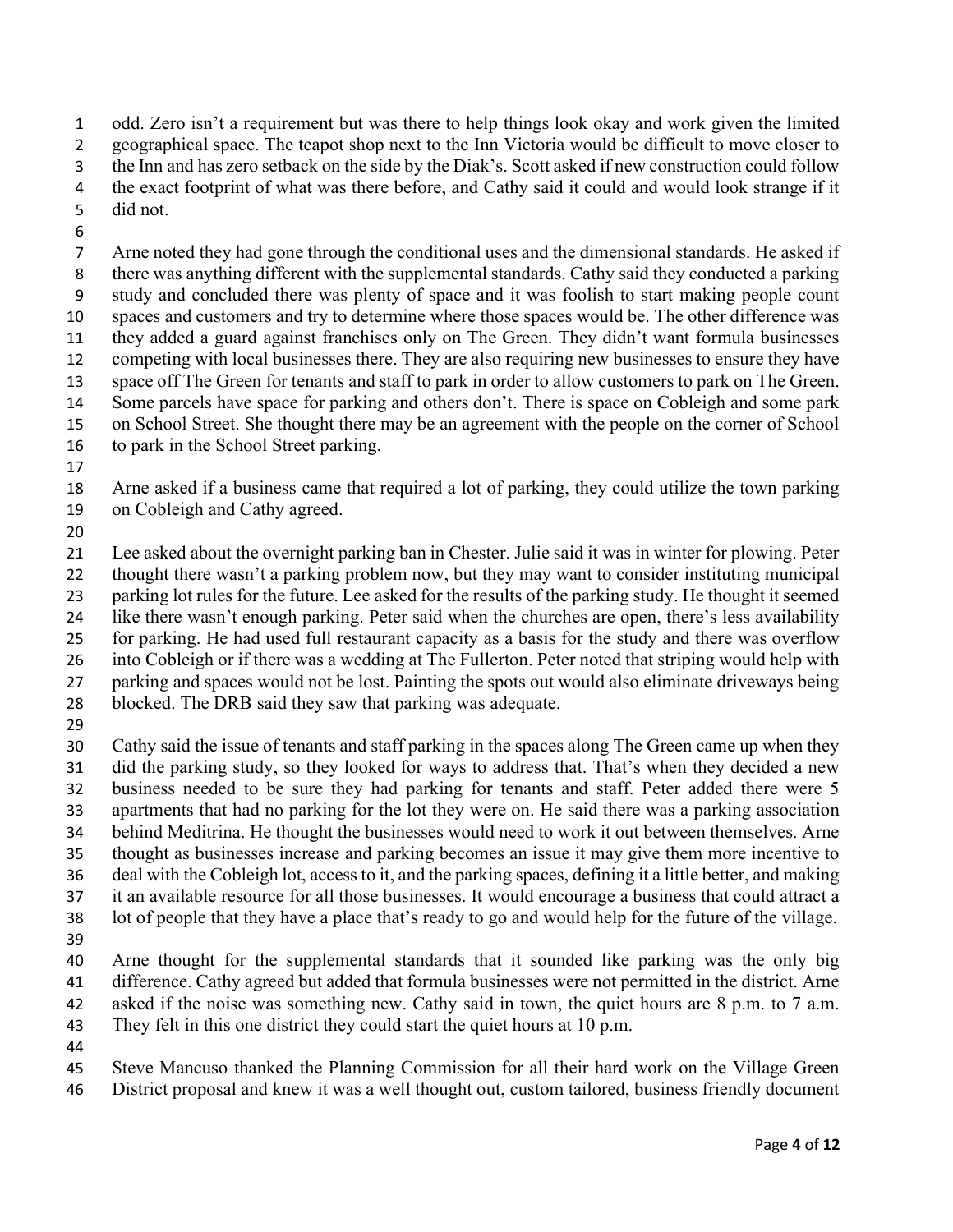odd. Zero isn't a requirement but was there to help things look okay and work given the limited geographical space. The teapot shop next to the Inn Victoria would be difficult to move closer to the Inn and has zero setback on the side by the Diak's. Scott asked if new construction could follow the exact footprint of what was there before, and Cathy said it could and would look strange if it did not.

Arne noted they had gone through the conditional uses and the dimensional standards. He asked if there was anything different with the supplemental standards. Cathy said they conducted a parking study and concluded there was plenty of space and it was foolish to start making people count spaces and customers and try to determine where those spaces would be. The other difference was they added a guard against franchises only on The Green. They didn't want formula businesses competing with local businesses there. They are also requiring new businesses to ensure they have space off The Green for tenants and staff to park in order to allow customers to park on The Green. Some parcels have space for parking and others don't. There is space on Cobleigh and some park on School Street. She thought there may be an agreement with the people on the corner of School to park in the School Street parking.

Arne asked if a business came that required a lot of parking, they could utilize the town parking on Cobleigh and Cathy agreed.

Lee asked about the overnight parking ban in Chester. Julie said it was in winter for plowing. Peter thought there wasn't a parking problem now, but they may want to consider instituting municipal parking lot rules for the future. Lee asked for the results of the parking study. He thought it seemed like there wasn't enough parking. Peter said when the churches are open, there's less availability for parking. He had used full restaurant capacity as a basis for the study and there was overflow into Cobleigh or if there was a wedding at The Fullerton. Peter noted that striping would help with parking and spaces would not be lost. Painting the spots out would also eliminate driveways being blocked. The DRB said they saw that parking was adequate.

Cathy said the issue of tenants and staff parking in the spaces along The Green came up when they did the parking study, so they looked for ways to address that. That's when they decided a new business needed to be sure they had parking for tenants and staff. Peter added there were 5 apartments that had no parking for the lot they were on. He said there was a parking association behind Meditrina. He thought the businesses would need to work it out between themselves. Arne thought as businesses increase and parking becomes an issue it may give them more incentive to deal with the Cobleigh lot, access to it, and the parking spaces, defining it a little better, and making it an available resource for all those businesses. It would encourage a business that could attract a lot of people that they have a place that's ready to go and would help for the future of the village.

Arne thought for the supplemental standards that it sounded like parking was the only big difference. Cathy agreed but added that formula businesses were not permitted in the district. Arne asked if the noise was something new. Cathy said in town, the quiet hours are 8 p.m. to 7 a.m. They felt in this one district they could start the quiet hours at 10 p.m.

Steve Mancuso thanked the Planning Commission for all their hard work on the Village Green District proposal and knew it was a well thought out, custom tailored, business friendly document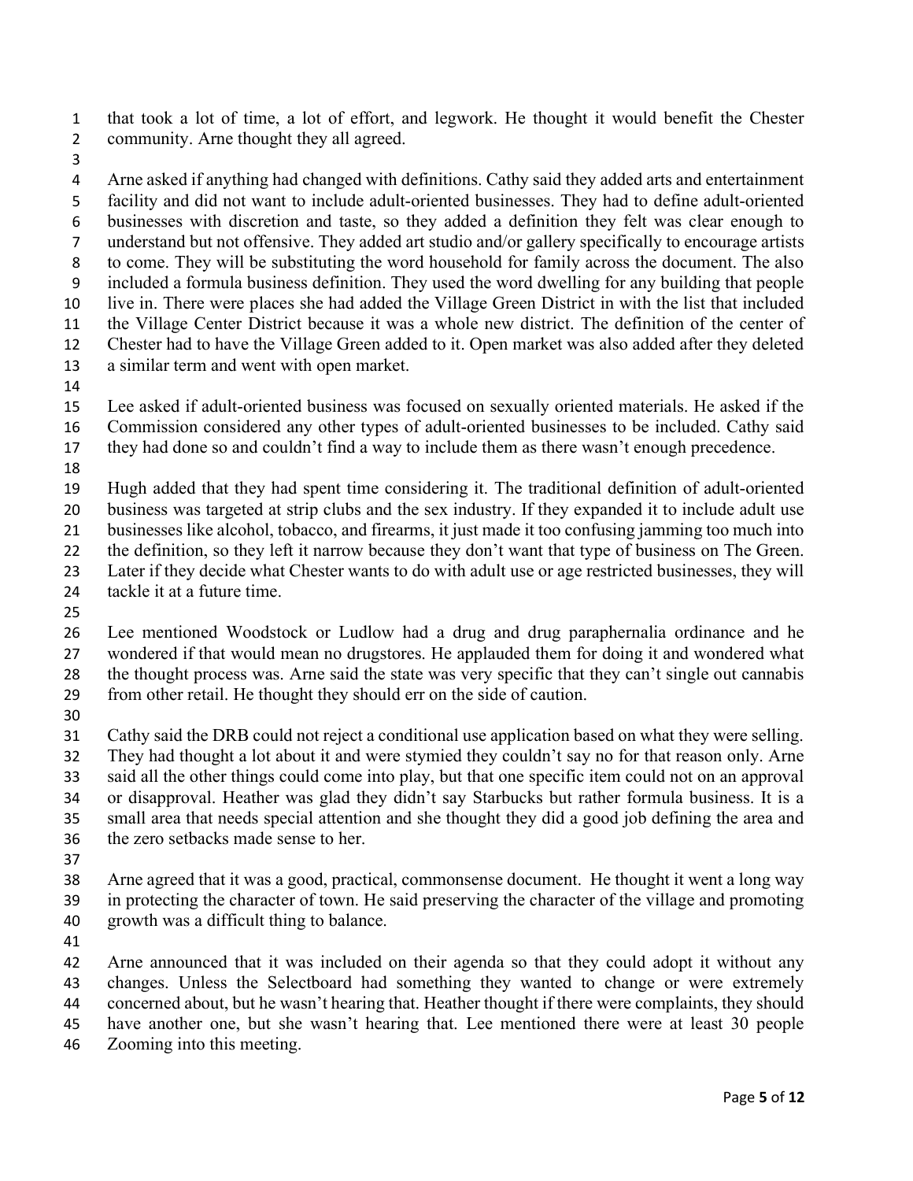that took a lot of time, a lot of effort, and legwork. He thought it would benefit the Chester community. Arne thought they all agreed.

Arne asked if anything had changed with definitions. Cathy said they added arts and entertainment facility and did not want to include adult-oriented businesses. They had to define adult-oriented businesses with discretion and taste, so they added a definition they felt was clear enough to understand but not offensive. They added art studio and/or gallery specifically to encourage artists to come. They will be substituting the word household for family across the document. The also included a formula business definition. They used the word dwelling for any building that people live in. There were places she had added the Village Green District in with the list that included the Village Center District because it was a whole new district. The definition of the center of Chester had to have the Village Green added to it. Open market was also added after they deleted a similar term and went with open market.

Lee asked if adult-oriented business was focused on sexually oriented materials. He asked if the Commission considered any other types of adult-oriented businesses to be included. Cathy said they had done so and couldn't find a way to include them as there wasn't enough precedence.

Hugh added that they had spent time considering it. The traditional definition of adult-oriented business was targeted at strip clubs and the sex industry. If they expanded it to include adult use businesses like alcohol, tobacco, and firearms, it just made it too confusing jamming too much into the definition, so they left it narrow because they don't want that type of business on The Green. Later if they decide what Chester wants to do with adult use or age restricted businesses, they will tackle it at a future time.

Lee mentioned Woodstock or Ludlow had a drug and drug paraphernalia ordinance and he wondered if that would mean no drugstores. He applauded them for doing it and wondered what the thought process was. Arne said the state was very specific that they can't single out cannabis from other retail. He thought they should err on the side of caution.

Cathy said the DRB could not reject a conditional use application based on what they were selling. They had thought a lot about it and were stymied they couldn't say no for that reason only. Arne said all the other things could come into play, but that one specific item could not on an approval or disapproval. Heather was glad they didn't say Starbucks but rather formula business. It is a small area that needs special attention and she thought they did a good job defining the area and the zero setbacks made sense to her.

Arne agreed that it was a good, practical, commonsense document. He thought it went a long way in protecting the character of town. He said preserving the character of the village and promoting growth was a difficult thing to balance.

Arne announced that it was included on their agenda so that they could adopt it without any changes. Unless the Selectboard had something they wanted to change or were extremely concerned about, but he wasn't hearing that. Heather thought if there were complaints, they should have another one, but she wasn't hearing that. Lee mentioned there were at least 30 people Zooming into this meeting.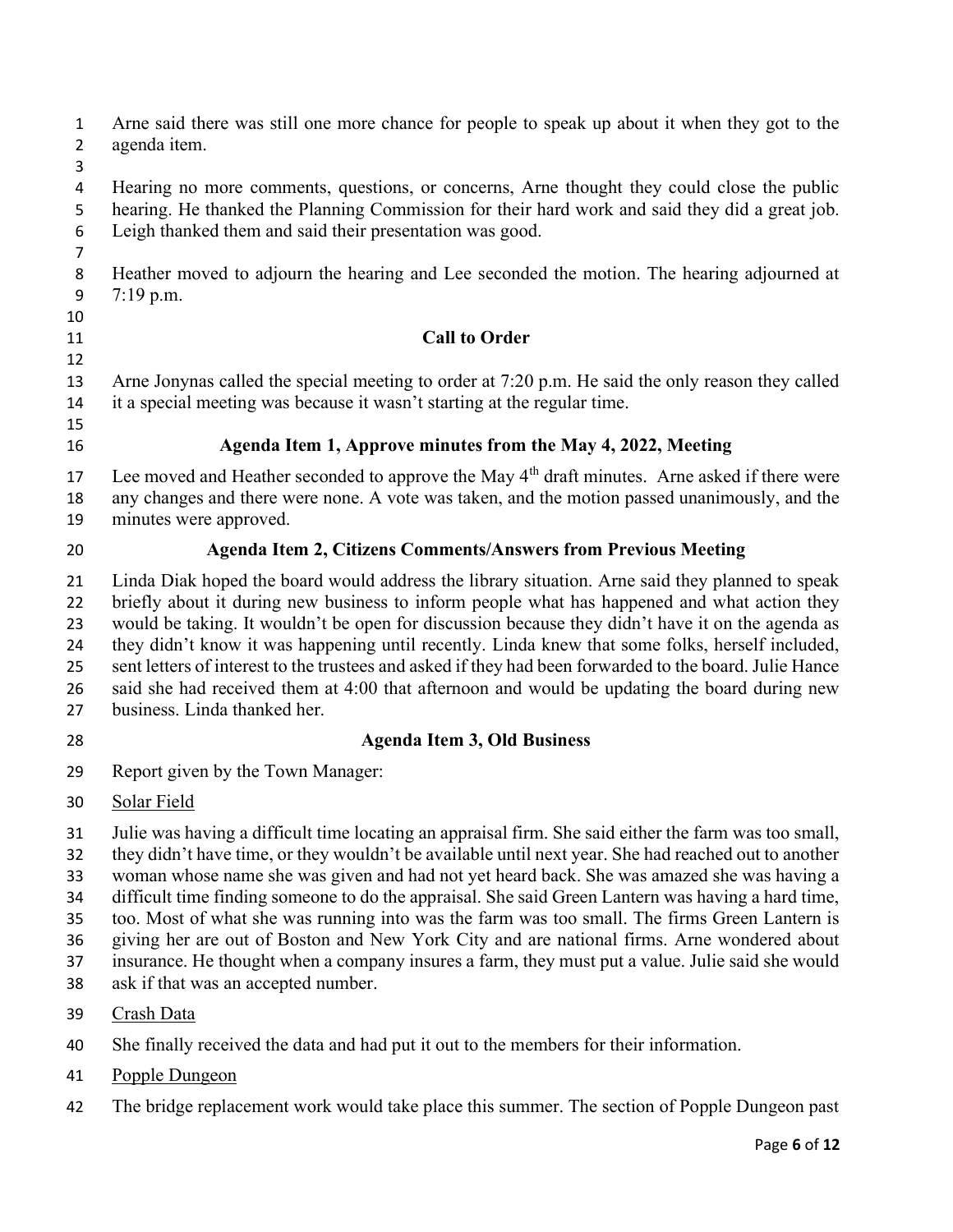Arne said there was still one more chance for people to speak up about it when they got to the agenda item.

Hearing no more comments, questions, or concerns, Arne thought they could close the public hearing. He thanked the Planning Commission for their hard work and said they did a great job. Leigh thanked them and said their presentation was good.

Heather moved to adjourn the hearing and Lee seconded the motion. The hearing adjourned at 7:19 p.m.

## Call to Order

Arne Jonynas called the special meeting to order at 7:20 p.m. He said the only reason they called it a special meeting was because it wasn't starting at the regular time.

## Agenda Item 1, Approve minutes from the May 4, 2022, Meeting

Lee moved and Heather seconded to approve the May 4th draft minutes. Arne asked if there were any changes and there were none. A vote was taken, and the motion passed unanimously, and the minutes were approved.

## Agenda Item 2, Citizens Comments/Answers from Previous Meeting

Linda Diak hoped the board would address the library situation. Arne said they planned to speak briefly about it during new business to inform people what has happened and what action they would be taking. It wouldn't be open for discussion because they didn't have it on the agenda as they didn't know it was happening until recently. Linda knew that some folks, herself included, sent letters of interest to the trustees and asked if they had been forwarded to the board. Julie Hance said she had received them at 4:00 that afternoon and would be updating the board during new business. Linda thanked her.

## Agenda Item 3, Old Business

Report given by the Town Manager:

Solar Field

Julie was having a difficult time locating an appraisal firm. She said either the farm was too small, they didn't have time, or they wouldn't be available until next year. She had reached out to another woman whose name she was given and had not yet heard back. She was amazed she was having a difficult time finding someone to do the appraisal. She said Green Lantern was having a hard time, too. Most of what she was running into was the farm was too small. The firms Green Lantern is giving her are out of Boston and New York City and are national firms. Arne wondered about insurance. He thought when a company insures a farm, they must put a value. Julie said she would ask if that was an accepted number.

Crash Data

She finally received the data and had put it out to the members for their information.

Popple Dungeon

The bridge replacement work would take place this summer. The section of Popple Dungeon past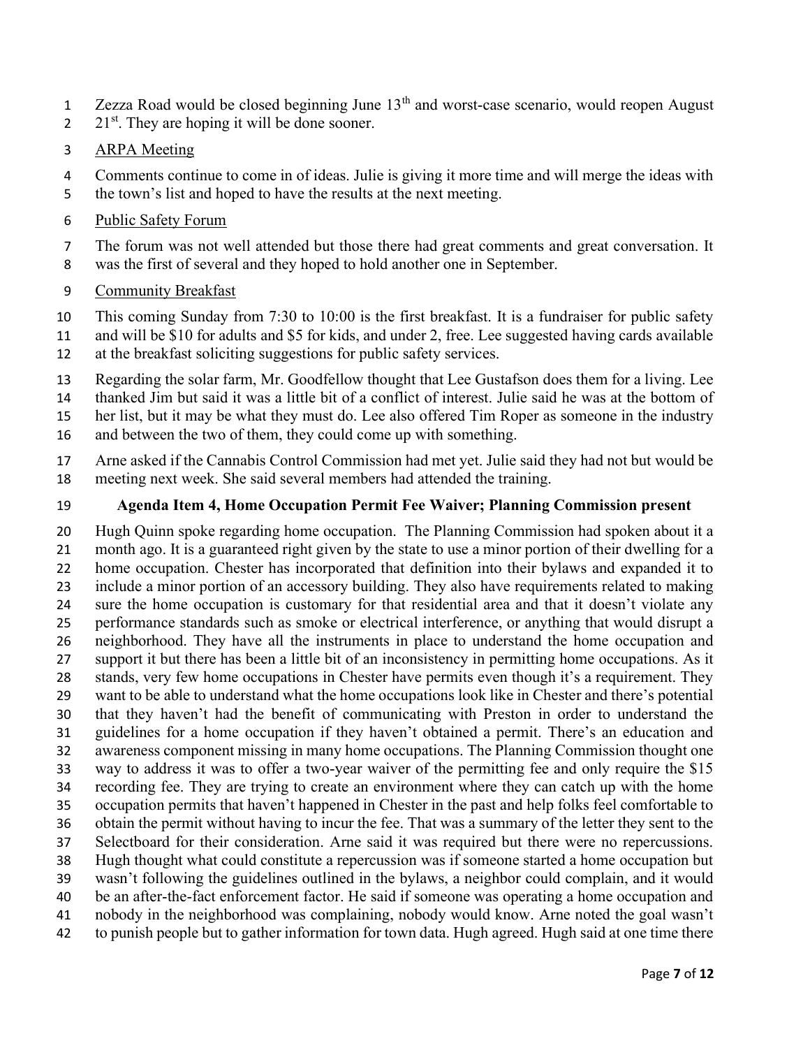Zezza Road would be closed beginning June 13th and worst-case scenario, would reopen August 21st. They are hoping it will be done sooner.

ARPA Meeting

Comments continue to come in of ideas. Julie is giving it more time and will merge the ideas with the town's list and hoped to have the results at the next meeting.

Public Safety Forum

The forum was not well attended but those there had great comments and great conversation. It was the first of several and they hoped to hold another one in September.

Community Breakfast

This coming Sunday from 7:30 to 10:00 is the first breakfast. It is a fundraiser for public safety and will be $10 for adults and $5 for kids, and under 2, free. Lee suggested having cards available at the breakfast soliciting suggestions for public safety services.

Regarding the solar farm, Mr. Goodfellow thought that Lee Gustafson does them for a living. Lee thanked Jim but said it was a little bit of a conflict of interest. Julie said he was at the bottom of her list, but it may be what they must do. Lee also offered Tim Roper as someone in the industry and between the two of them, they could come up with something.

Arne asked if the Cannabis Control Commission had met yet. Julie said they had not but would be meeting next week. She said several members had attended the training.

**Agenda Item 4, Home Occupation Permit Fee Waiver; Planning Commission present**

Hugh Quinn spoke regarding home occupation. The Planning Commission had spoken about it a month ago. It is a guaranteed right given by the state to use a minor portion of their dwelling for a home occupation. Chester has incorporated that definition into their bylaws and expanded it to include a minor portion of an accessory building. They also have requirements related to making sure the home occupation is customary for that residential area and that it doesn't violate any performance standards such as smoke or electrical interference, or anything that would disrupt a neighborhood. They have all the instruments in place to understand the home occupation and support it but there has been a little bit of an inconsistency in permitting home occupations. As it stands, very few home occupations in Chester have permits even though it's a requirement. They want to be able to understand what the home occupations look like in Chester and there's potential that they haven't had the benefit of communicating with Preston in order to understand the guidelines for a home occupation if they haven't obtained a permit. There's an education and awareness component missing in many home occupations. The Planning Commission thought one way to address it was to offer a two-year waiver of the permitting fee and only require the $15 recording fee. They are trying to create an environment where they can catch up with the home occupation permits that haven't happened in Chester in the past and help folks feel comfortable to obtain the permit without having to incur the fee. That was a summary of the letter they sent to the Selectboard for their consideration. Arne said it was required but there were no repercussions. Hugh thought what could constitute a repercussion was if someone started a home occupation but wasn't following the guidelines outlined in the bylaws, a neighbor could complain, and it would be an after-the-fact enforcement factor. He said if someone was operating a home occupation and nobody in the neighborhood was complaining, nobody would know. Arne noted the goal wasn't to punish people but to gather information for town data. Hugh agreed. Hugh said at one time there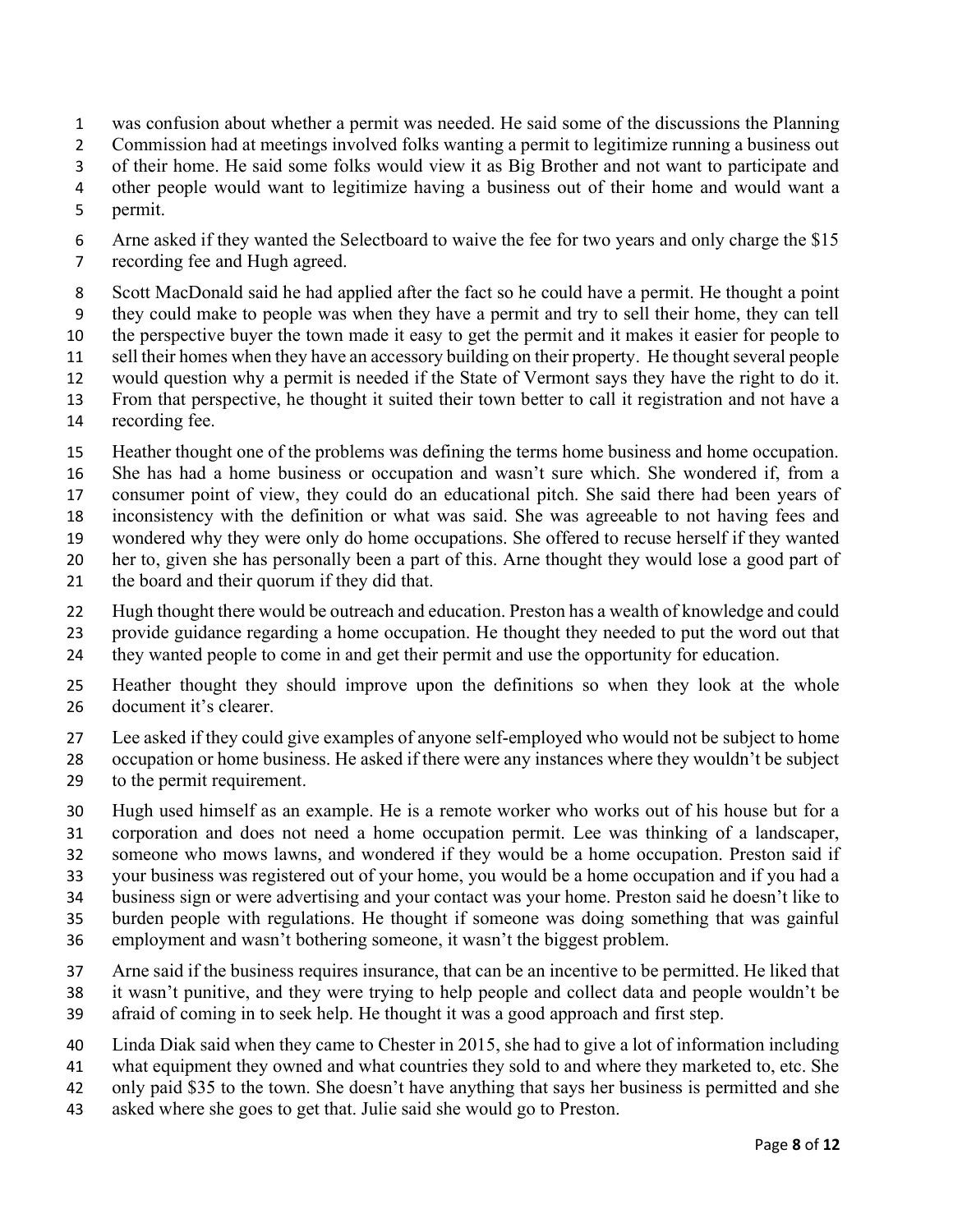was confusion about whether a permit was needed. He said some of the discussions the Planning Commission had at meetings involved folks wanting a permit to legitimize running a business out of their home. He said some folks would view it as Big Brother and not want to participate and other people would want to legitimize having a business out of their home and would want a permit.

Arne asked if they wanted the Selectboard to waive the fee for two years and only charge the $15 recording fee and Hugh agreed.

Scott MacDonald said he had applied after the fact so he could have a permit. He thought a point they could make to people was when they have a permit and try to sell their home, they can tell the perspective buyer the town made it easy to get the permit and it makes it easier for people to sell their homes when they have an accessory building on their property. He thought several people would question why a permit is needed if the State of Vermont says they have the right to do it. From that perspective, he thought it suited their town better to call it registration and not have a recording fee.

Heather thought one of the problems was defining the terms home business and home occupation. She has had a home business or occupation and wasn't sure which. She wondered if, from a consumer point of view, they could do an educational pitch. She said there had been years of inconsistency with the definition or what was said. She was agreeable to not having fees and wondered why they were only do home occupations. She offered to recuse herself if they wanted her to, given she has personally been a part of this. Arne thought they would lose a good part of the board and their quorum if they did that.

Hugh thought there would be outreach and education. Preston has a wealth of knowledge and could provide guidance regarding a home occupation. He thought they needed to put the word out that they wanted people to come in and get their permit and use the opportunity for education.

Heather thought they should improve upon the definitions so when they look at the whole document it's clearer.

Lee asked if they could give examples of anyone self-employed who would not be subject to home occupation or home business. He asked if there were any instances where they wouldn't be subject to the permit requirement.

Hugh used himself as an example. He is a remote worker who works out of his house but for a corporation and does not need a home occupation permit. Lee was thinking of a landscaper, someone who mows lawns, and wondered if they would be a home occupation. Preston said if your business was registered out of your home, you would be a home occupation and if you had a business sign or were advertising and your contact was your home. Preston said he doesn't like to burden people with regulations. He thought if someone was doing something that was gainful employment and wasn't bothering someone, it wasn't the biggest problem.

Arne said if the business requires insurance, that can be an incentive to be permitted. He liked that it wasn't punitive, and they were trying to help people and collect data and people wouldn't be afraid of coming in to seek help. He thought it was a good approach and first step.

Linda Diak said when they came to Chester in 2015, she had to give a lot of information including what equipment they owned and what countries they sold to and where they marketed to, etc. She only paid $35 to the town. She doesn't have anything that says her business is permitted and she asked where she goes to get that. Julie said she would go to Preston.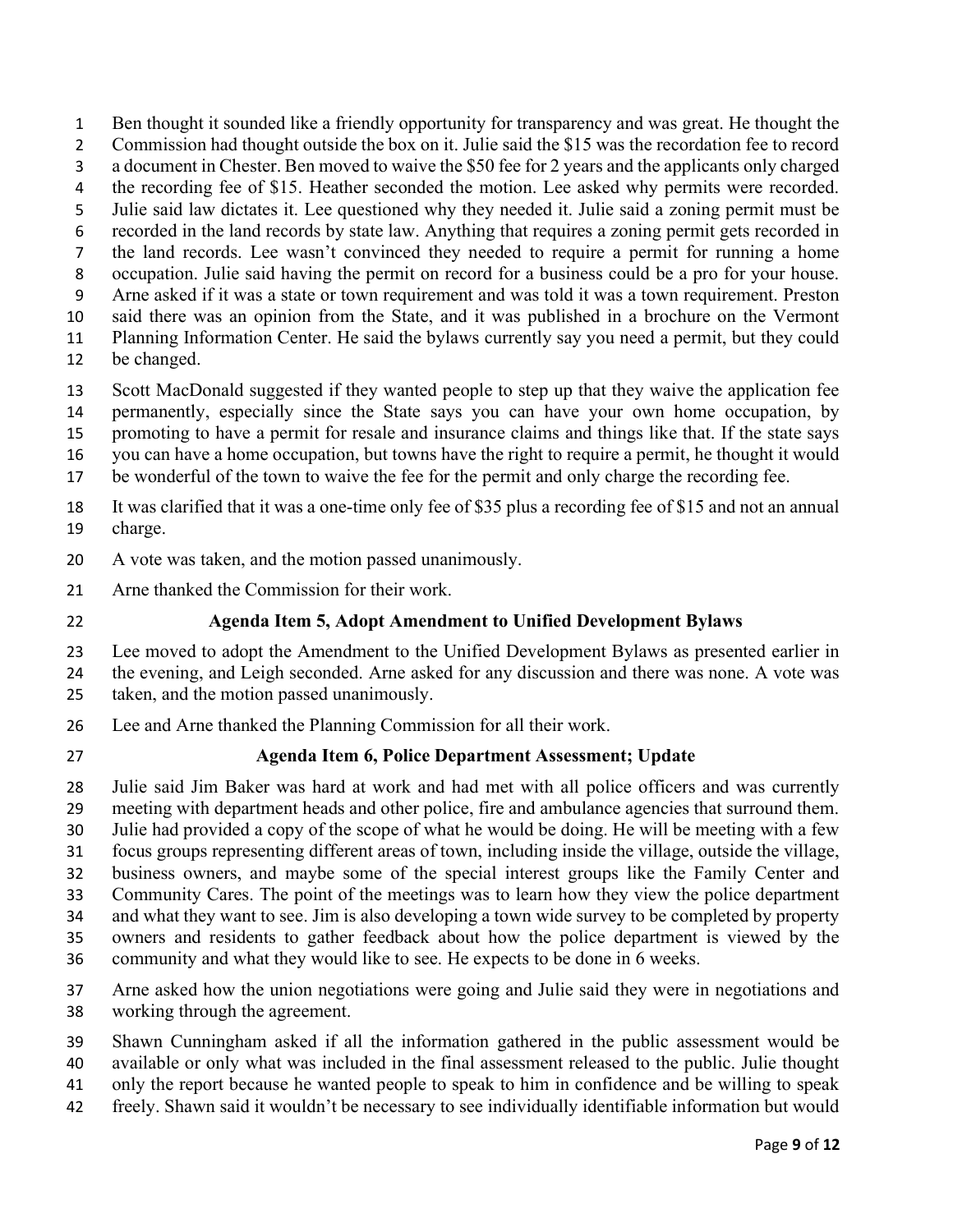Ben thought it sounded like a friendly opportunity for transparency and was great. He thought the Commission had thought outside the box on it. Julie said the $15 was the recordation fee to record a document in Chester. Ben moved to waive the $50 fee for 2 years and the applicants only charged the recording fee of $15. Heather seconded the motion. Lee asked why permits were recorded. Julie said law dictates it. Lee questioned why they needed it. Julie said a zoning permit must be recorded in the land records by state law. Anything that requires a zoning permit gets recorded in the land records. Lee wasn't convinced they needed to require a permit for running a home occupation. Julie said having the permit on record for a business could be a pro for your house. Arne asked if it was a state or town requirement and was told it was a town requirement. Preston said there was an opinion from the State, and it was published in a brochure on the Vermont Planning Information Center. He said the bylaws currently say you need a permit, but they could be changed.

Scott MacDonald suggested if they wanted people to step up that they waive the application fee permanently, especially since the State says you can have your own home occupation, by promoting to have a permit for resale and insurance claims and things like that. If the state says you can have a home occupation, but towns have the right to require a permit, he thought it would be wonderful of the town to waive the fee for the permit and only charge the recording fee.

It was clarified that it was a one-time only fee of $35 plus a recording fee of $15 and not an annual charge.

A vote was taken, and the motion passed unanimously.

Arne thanked the Commission for their work.

## Agenda Item 5, Adopt Amendment to Unified Development Bylaws

Lee moved to adopt the Amendment to the Unified Development Bylaws as presented earlier in the evening, and Leigh seconded. Arne asked for any discussion and there was none. A vote was taken, and the motion passed unanimously.

Lee and Arne thanked the Planning Commission for all their work.

## Agenda Item 6, Police Department Assessment; Update

Julie said Jim Baker was hard at work and had met with all police officers and was currently meeting with department heads and other police, fire and ambulance agencies that surround them. Julie had provided a copy of the scope of what he would be doing. He will be meeting with a few focus groups representing different areas of town, including inside the village, outside the village, business owners, and maybe some of the special interest groups like the Family Center and Community Cares. The point of the meetings was to learn how they view the police department and what they want to see. Jim is also developing a town wide survey to be completed by property owners and residents to gather feedback about how the police department is viewed by the community and what they would like to see. He expects to be done in 6 weeks.

Arne asked how the union negotiations were going and Julie said they were in negotiations and working through the agreement.

Shawn Cunningham asked if all the information gathered in the public assessment would be available or only what was included in the final assessment released to the public. Julie thought only the report because he wanted people to speak to him in confidence and be willing to speak freely. Shawn said it wouldn't be necessary to see individually identifiable information but would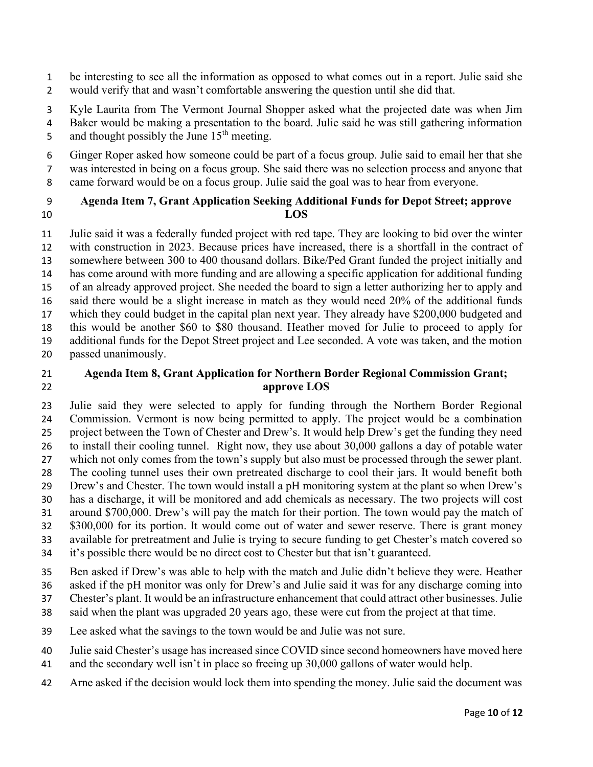be interesting to see all the information as opposed to what comes out in a report. Julie said she would verify that and wasn't comfortable answering the question until she did that.

Kyle Laurita from The Vermont Journal Shopper asked what the projected date was when Jim Baker would be making a presentation to the board. Julie said he was still gathering information and thought possibly the June 15th meeting.

Ginger Roper asked how someone could be part of a focus group. Julie said to email her that she was interested in being on a focus group. She said there was no selection process and anyone that came forward would be on a focus group. Julie said the goal was to hear from everyone.

**Agenda Item 7, Grant Application Seeking Additional Funds for Depot Street; approve LOS**

Julie said it was a federally funded project with red tape. They are looking to bid over the winter with construction in 2023. Because prices have increased, there is a shortfall in the contract of somewhere between 300 to 400 thousand dollars. Bike/Ped Grant funded the project initially and has come around with more funding and are allowing a specific application for additional funding of an already approved project. She needed the board to sign a letter authorizing her to apply and said there would be a slight increase in match as they would need 20% of the additional funds which they could budget in the capital plan next year. They already have $200,000 budgeted and this would be another $60 to $80 thousand. Heather moved for Julie to proceed to apply for additional funds for the Depot Street project and Lee seconded. A vote was taken, and the motion passed unanimously.

**Agenda Item 8, Grant Application for Northern Border Regional Commission Grant; approve LOS**

Julie said they were selected to apply for funding through the Northern Border Regional Commission. Vermont is now being permitted to apply. The project would be a combination project between the Town of Chester and Drew's. It would help Drew's get the funding they need to install their cooling tunnel. Right now, they use about 30,000 gallons a day of potable water which not only comes from the town's supply but also must be processed through the sewer plant. The cooling tunnel uses their own pretreated discharge to cool their jars. It would benefit both Drew's and Chester. The town would install a pH monitoring system at the plant so when Drew's has a discharge, it will be monitored and add chemicals as necessary. The two projects will cost around $700,000. Drew's will pay the match for their portion. The town would pay the match of $300,000 for its portion. It would come out of water and sewer reserve. There is grant money available for pretreatment and Julie is trying to secure funding to get Chester's match covered so it's possible there would be no direct cost to Chester but that isn't guaranteed.

Ben asked if Drew's was able to help with the match and Julie didn't believe they were. Heather asked if the pH monitor was only for Drew's and Julie said it was for any discharge coming into Chester's plant. It would be an infrastructure enhancement that could attract other businesses. Julie said when the plant was upgraded 20 years ago, these were cut from the project at that time.

Lee asked what the savings to the town would be and Julie was not sure.

Julie said Chester's usage has increased since COVID since second homeowners have moved here and the secondary well isn't in place so freeing up 30,000 gallons of water would help.

Arne asked if the decision would lock them into spending the money. Julie said the document was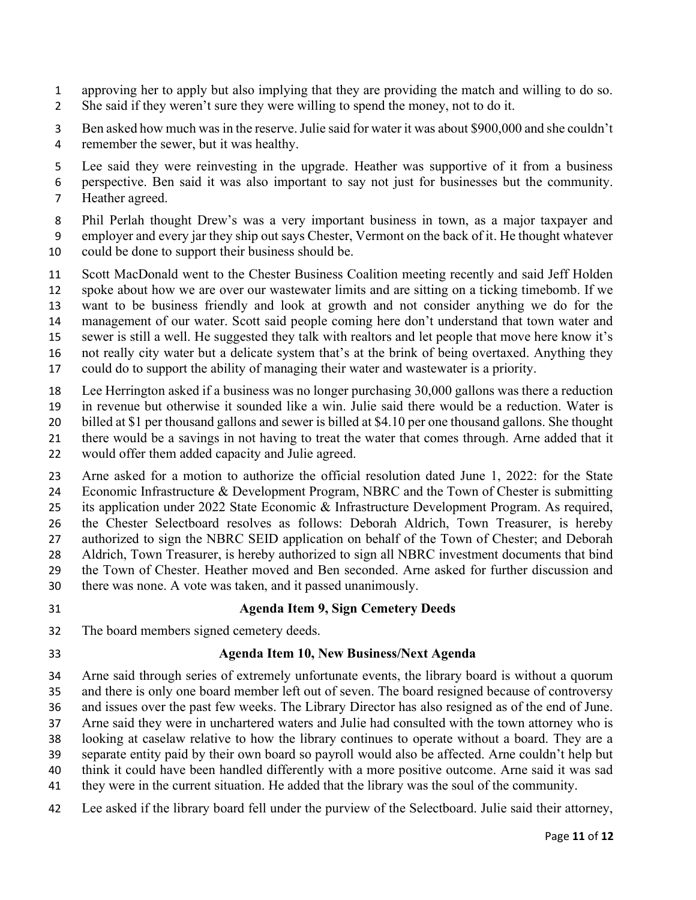approving her to apply but also implying that they are providing the match and willing to do so. She said if they weren't sure they were willing to spend the money, not to do it.

Ben asked how much was in the reserve. Julie said for water it was about $900,000 and she couldn't remember the sewer, but it was healthy.

Lee said they were reinvesting in the upgrade. Heather was supportive of it from a business perspective. Ben said it was also important to say not just for businesses but the community. Heather agreed.

Phil Perlah thought Drew's was a very important business in town, as a major taxpayer and employer and every jar they ship out says Chester, Vermont on the back of it. He thought whatever could be done to support their business should be.

Scott MacDonald went to the Chester Business Coalition meeting recently and said Jeff Holden spoke about how we are over our wastewater limits and are sitting on a ticking timebomb. If we want to be business friendly and look at growth and not consider anything we do for the management of our water. Scott said people coming here don't understand that town water and sewer is still a well. He suggested they talk with realtors and let people that move here know it's not really city water but a delicate system that's at the brink of being overtaxed. Anything they could do to support the ability of managing their water and wastewater is a priority.

Lee Herrington asked if a business was no longer purchasing 30,000 gallons was there a reduction in revenue but otherwise it sounded like a win. Julie said there would be a reduction. Water is billed at $1 per thousand gallons and sewer is billed at $4.10 per one thousand gallons. She thought there would be a savings in not having to treat the water that comes through. Arne added that it would offer them added capacity and Julie agreed.

Arne asked for a motion to authorize the official resolution dated June 1, 2022: for the State Economic Infrastructure & Development Program, NBRC and the Town of Chester is submitting its application under 2022 State Economic & Infrastructure Development Program. As required, the Chester Selectboard resolves as follows: Deborah Aldrich, Town Treasurer, is hereby authorized to sign the NBRC SEID application on behalf of the Town of Chester; and Deborah Aldrich, Town Treasurer, is hereby authorized to sign all NBRC investment documents that bind the Town of Chester. Heather moved and Ben seconded. Arne asked for further discussion and there was none. A vote was taken, and it passed unanimously.

**Agenda Item 9, Sign Cemetery Deeds**

The board members signed cemetery deeds.

**Agenda Item 10, New Business/Next Agenda**

Arne said through series of extremely unfortunate events, the library board is without a quorum and there is only one board member left out of seven. The board resigned because of controversy and issues over the past few weeks. The Library Director has also resigned as of the end of June. Arne said they were in unchartered waters and Julie had consulted with the town attorney who is looking at caselaw relative to how the library continues to operate without a board. They are a separate entity paid by their own board so payroll would also be affected. Arne couldn't help but think it could have been handled differently with a more positive outcome. Arne said it was sad they were in the current situation. He added that the library was the soul of the community.

Lee asked if the library board fell under the purview of the Selectboard. Julie said their attorney,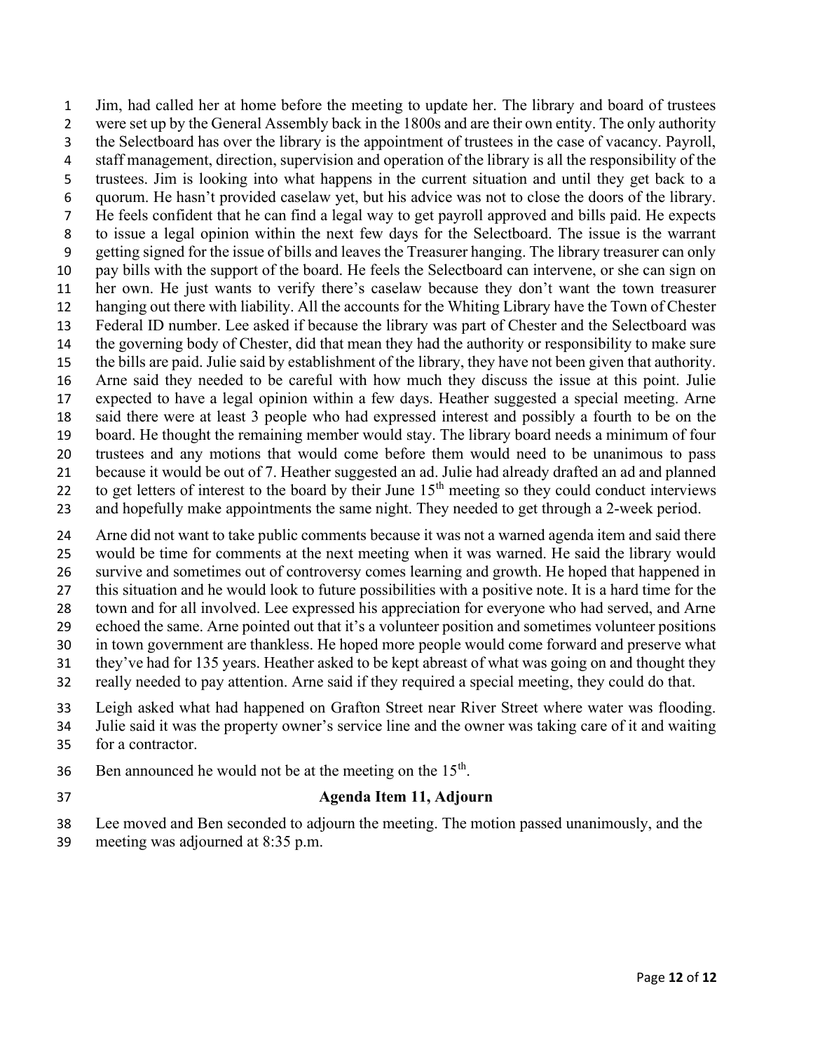Jim, had called her at home before the meeting to update her. The library and board of trustees were set up by the General Assembly back in the 1800s and are their own entity. The only authority the Selectboard has over the library is the appointment of trustees in the case of vacancy. Payroll, staff management, direction, supervision and operation of the library is all the responsibility of the trustees. Jim is looking into what happens in the current situation and until they get back to a quorum. He hasn't provided caselaw yet, but his advice was not to close the doors of the library. He feels confident that he can find a legal way to get payroll approved and bills paid. He expects to issue a legal opinion within the next few days for the Selectboard. The issue is the warrant getting signed for the issue of bills and leaves the Treasurer hanging. The library treasurer can only pay bills with the support of the board. He feels the Selectboard can intervene, or she can sign on her own. He just wants to verify there's caselaw because they don't want the town treasurer hanging out there with liability. All the accounts for the Whiting Library have the Town of Chester Federal ID number. Lee asked if because the library was part of Chester and the Selectboard was the governing body of Chester, did that mean they had the authority or responsibility to make sure the bills are paid. Julie said by establishment of the library, they have not been given that authority. Arne said they needed to be careful with how much they discuss the issue at this point. Julie expected to have a legal opinion within a few days. Heather suggested a special meeting. Arne said there were at least 3 people who had expressed interest and possibly a fourth to be on the board. He thought the remaining member would stay. The library board needs a minimum of four trustees and any motions that would come before them would need to be unanimous to pass because it would be out of 7. Heather suggested an ad. Julie had already drafted an ad and planned to get letters of interest to the board by their June 15th meeting so they could conduct interviews and hopefully make appointments the same night. They needed to get through a 2-week period.

Arne did not want to take public comments because it was not a warned agenda item and said there would be time for comments at the next meeting when it was warned. He said the library would survive and sometimes out of controversy comes learning and growth. He hoped that happened in this situation and he would look to future possibilities with a positive note. It is a hard time for the town and for all involved. Lee expressed his appreciation for everyone who had served, and Arne echoed the same. Arne pointed out that it's a volunteer position and sometimes volunteer positions in town government are thankless. He hoped more people would come forward and preserve what they've had for 135 years. Heather asked to be kept abreast of what was going on and thought they really needed to pay attention. Arne said if they required a special meeting, they could do that.

Leigh asked what had happened on Grafton Street near River Street where water was flooding. Julie said it was the property owner's service line and the owner was taking care of it and waiting for a contractor.

Ben announced he would not be at the meeting on the 15th.

## Agenda Item 11, Adjourn

Lee moved and Ben seconded to adjourn the meeting. The motion passed unanimously, and the meeting was adjourned at 8:35 p.m.